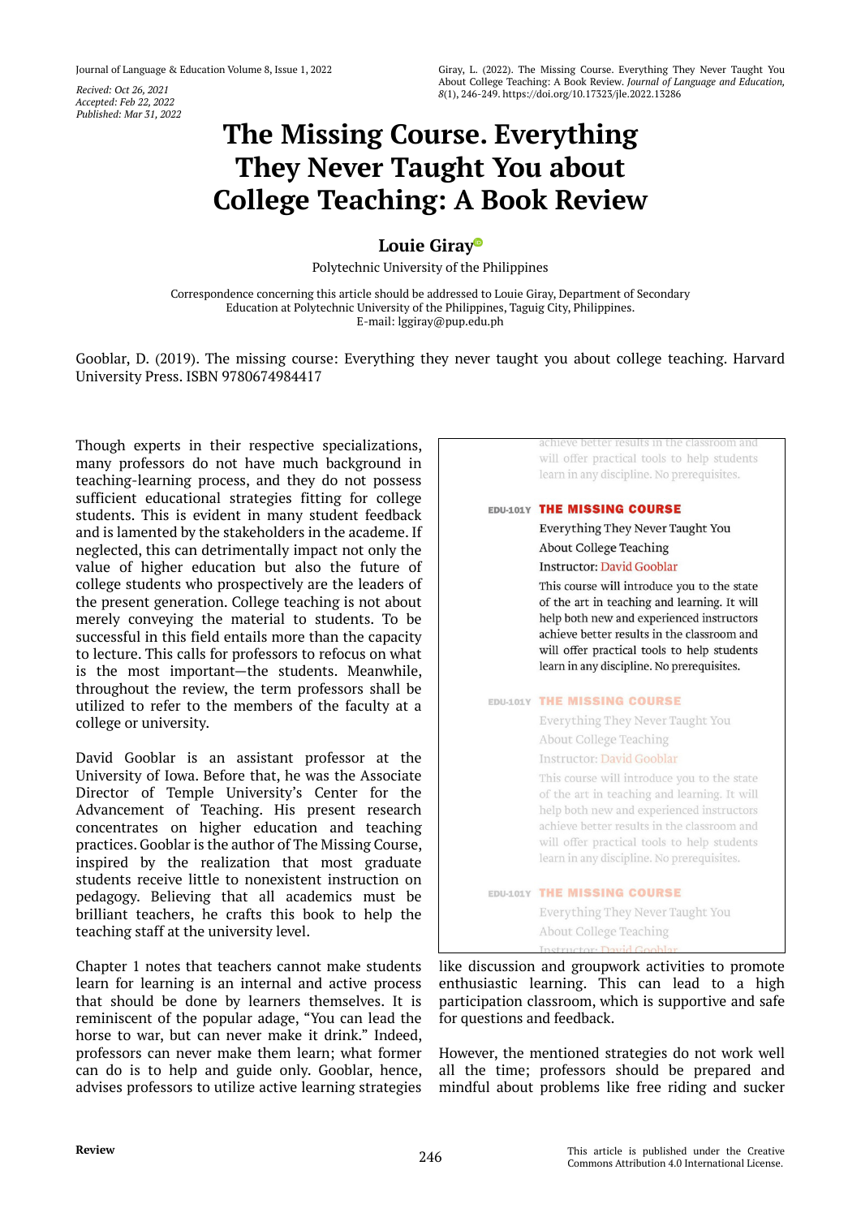Received: Oct 26, 2021
Accepted: Feb 22, 2022
Published: Mar 31, 2022

Giray, L. (2022). The Missing Course. Everything They Never Taught You About College Teaching: A Book Review. *Journal of Language and Education, 8*(1), 246-249. https://doi.org/10.17323/jle.2022.13286

# The Missing Course. Everything They Never Taught You about College Teaching: A Book Review

**Louie Giray**

Polytechnic University of the Philippines

Correspondence concerning this article should be addressed to Louie Giray, Department of Secondary Education at Polytechnic University of the Philippines, Taguig City, Philippines.
E-mail: lggiray@pup.edu.ph

Gooblar, D. (2019). The missing course: Everything they never taught you about college teaching. Harvard University Press. ISBN 9780674984417

Though experts in their respective specializations, many professors do not have much background in teaching-learning process, and they do not possess sufficient educational strategies fitting for college students. This is evident in many student feedback and is lamented by the stakeholders in the academe. If neglected, this can detrimentally impact not only the value of higher education but also the future of college students who prospectively are the leaders of the present generation. College teaching is not about merely conveying the material to students. To be successful in this field entails more than the capacity to lecture. This calls for professors to refocus on what is the most important—the students. Meanwhile, throughout the review, the term professors shall be utilized to refer to the members of the faculty at a college or university.

David Gooblar is an assistant professor at the University of Iowa. Before that, he was the Associate Director of Temple University's Center for the Advancement of Teaching. His present research concentrates on higher education and teaching practices. Gooblar is the author of The Missing Course, inspired by the realization that most graduate students receive little to nonexistent instruction on pedagogy. Believing that all academics must be brilliant teachers, he crafts this book to help the teaching staff at the university level.

Chapter 1 notes that teachers cannot make students learn for learning is an internal and active process that should be done by learners themselves. It is reminiscent of the popular adage, "You can lead the horse to war, but can never make it drink." Indeed, professors can never make them learn; what former can do is to help and guide only. Gooblar, hence, advises professors to utilize active learning strategies like discussion and groupwork activities to promote enthusiastic learning. This can lead to a high participation classroom, which is supportive and safe for questions and feedback.

However, the mentioned strategies do not work well all the time; professors should be prepared and mindful about problems like free riding and sucker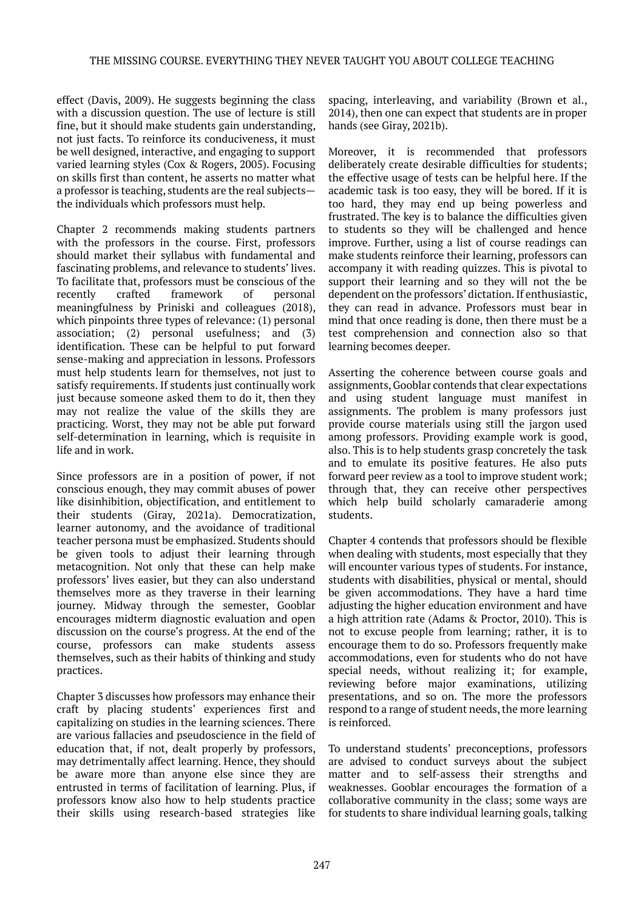effect (Davis, 2009). He suggests beginning the class with a discussion question. The use of lecture is still fine, but it should make students gain understanding, not just facts. To reinforce its conduciveness, it must be well designed, interactive, and engaging to support varied learning styles (Cox & Rogers, 2005). Focusing on skills first than content, he asserts no matter what a professor is teaching, students are the real subjects—the individuals which professors must help.

Chapter 2 recommends making students partners with the professors in the course. First, professors should market their syllabus with fundamental and fascinating problems, and relevance to students' lives. To facilitate that, professors must be conscious of the recently crafted framework of personal meaningfulness by Priniski and colleagues (2018), which pinpoints three types of relevance: (1) personal association; (2) personal usefulness; and (3) identification. These can be helpful to put forward sense-making and appreciation in lessons. Professors must help students learn for themselves, not just to satisfy requirements. If students just continually work just because someone asked them to do it, then they may not realize the value of the skills they are practicing. Worst, they may not be able put forward self-determination in learning, which is requisite in life and in work.

Since professors are in a position of power, if not conscious enough, they may commit abuses of power like disinhibition, objectification, and entitlement to their students (Giray, 2021a). Democratization, learner autonomy, and the avoidance of traditional teacher persona must be emphasized. Students should be given tools to adjust their learning through metacognition. Not only that these can help make professors' lives easier, but they can also understand themselves more as they traverse in their learning journey. Midway through the semester, Gooblar encourages midterm diagnostic evaluation and open discussion on the course's progress. At the end of the course, professors can make students assess themselves, such as their habits of thinking and study practices.

Chapter 3 discusses how professors may enhance their craft by placing students' experiences first and capitalizing on studies in the learning sciences. There are various fallacies and pseudoscience in the field of education that, if not, dealt properly by professors, may detrimentally affect learning. Hence, they should be aware more than anyone else since they are entrusted in terms of facilitation of learning. Plus, if professors know also how to help students practice their skills using research-based strategies like spacing, interleaving, and variability (Brown et al., 2014), then one can expect that students are in proper hands (see Giray, 2021b).

Moreover, it is recommended that professors deliberately create desirable difficulties for students; the effective usage of tests can be helpful here. If the academic task is too easy, they will be bored. If it is too hard, they may end up being powerless and frustrated. The key is to balance the difficulties given to students so they will be challenged and hence improve. Further, using a list of course readings can make students reinforce their learning, professors can accompany it with reading quizzes. This is pivotal to support their learning and so they will not the be dependent on the professors' dictation. If enthusiastic, they can read in advance. Professors must bear in mind that once reading is done, then there must be a test comprehension and connection also so that learning becomes deeper.

Asserting the coherence between course goals and assignments, Gooblar contends that clear expectations and using student language must manifest in assignments. The problem is many professors just provide course materials using still the jargon used among professors. Providing example work is good, also. This is to help students grasp concretely the task and to emulate its positive features. He also puts forward peer review as a tool to improve student work; through that, they can receive other perspectives which help build scholarly camaraderie among students.

Chapter 4 contends that professors should be flexible when dealing with students, most especially that they will encounter various types of students. For instance, students with disabilities, physical or mental, should be given accommodations. They have a hard time adjusting the higher education environment and have a high attrition rate (Adams & Proctor, 2010). This is not to excuse people from learning; rather, it is to encourage them to do so. Professors frequently make accommodations, even for students who do not have special needs, without realizing it; for example, reviewing before major examinations, utilizing presentations, and so on. The more the professors respond to a range of student needs, the more learning is reinforced.

To understand students' preconceptions, professors are advised to conduct surveys about the subject matter and to self-assess their strengths and weaknesses. Gooblar encourages the formation of a collaborative community in the class; some ways are for students to share individual learning goals, talking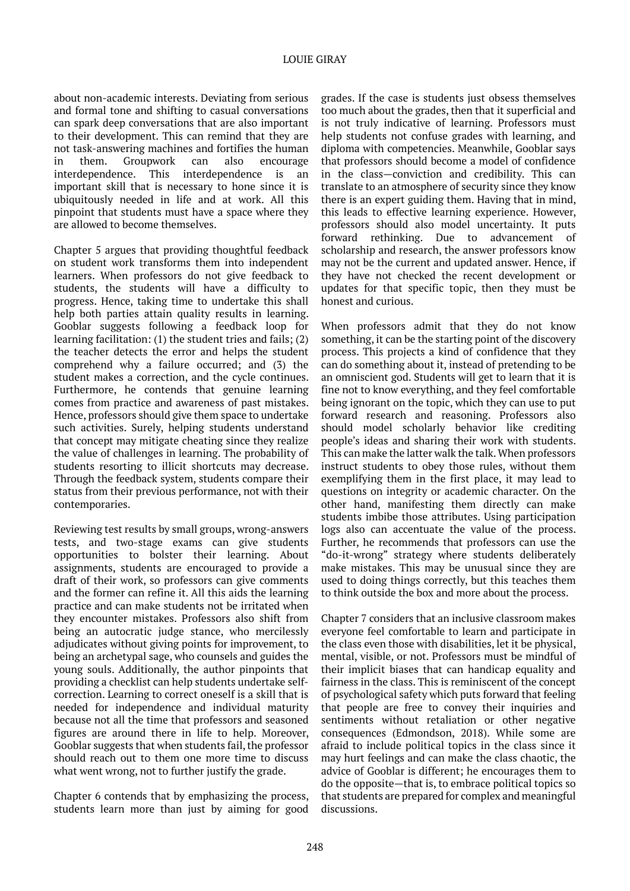about non-academic interests. Deviating from serious and formal tone and shifting to casual conversations can spark deep conversations that are also important to their development. This can remind that they are not task-answering machines and fortifies the human in them. Groupwork can also encourage interdependence. This interdependence is an important skill that is necessary to hone since it is ubiquitously needed in life and at work. All this pinpoint that students must have a space where they are allowed to become themselves.

Chapter 5 argues that providing thoughtful feedback on student work transforms them into independent learners. When professors do not give feedback to students, the students will have a difficulty to progress. Hence, taking time to undertake this shall help both parties attain quality results in learning. Gooblar suggests following a feedback loop for learning facilitation: (1) the student tries and fails; (2) the teacher detects the error and helps the student comprehend why a failure occurred; and (3) the student makes a correction, and the cycle continues. Furthermore, he contends that genuine learning comes from practice and awareness of past mistakes. Hence, professors should give them space to undertake such activities. Surely, helping students understand that concept may mitigate cheating since they realize the value of challenges in learning. The probability of students resorting to illicit shortcuts may decrease. Through the feedback system, students compare their status from their previous performance, not with their contemporaries.

Reviewing test results by small groups, wrong-answers tests, and two-stage exams can give students opportunities to bolster their learning. About assignments, students are encouraged to provide a draft of their work, so professors can give comments and the former can refine it. All this aids the learning practice and can make students not be irritated when they encounter mistakes. Professors also shift from being an autocratic judge stance, who mercilessly adjudicates without giving points for improvement, to being an archetypal sage, who counsels and guides the young souls. Additionally, the author pinpoints that providing a checklist can help students undertake self-correction. Learning to correct oneself is a skill that is needed for independence and individual maturity because not all the time that professors and seasoned figures are around there in life to help. Moreover, Gooblar suggests that when students fail, the professor should reach out to them one more time to discuss what went wrong, not to further justify the grade.

Chapter 6 contends that by emphasizing the process, students learn more than just by aiming for good grades. If the case is students just obsess themselves too much about the grades, then that it superficial and is not truly indicative of learning. Professors must help students not confuse grades with learning, and diploma with competencies. Meanwhile, Gooblar says that professors should become a model of confidence in the class—conviction and credibility. This can translate to an atmosphere of security since they know there is an expert guiding them. Having that in mind, this leads to effective learning experience. However, professors should also model uncertainty. It puts forward rethinking. Due to advancement of scholarship and research, the answer professors know may not be the current and updated answer. Hence, if they have not checked the recent development or updates for that specific topic, then they must be honest and curious.

When professors admit that they do not know something, it can be the starting point of the discovery process. This projects a kind of confidence that they can do something about it, instead of pretending to be an omniscient god. Students will get to learn that it is fine not to know everything, and they feel comfortable being ignorant on the topic, which they can use to put forward research and reasoning. Professors also should model scholarly behavior like crediting people's ideas and sharing their work with students. This can make the latter walk the talk. When professors instruct students to obey those rules, without them exemplifying them in the first place, it may lead to questions on integrity or academic character. On the other hand, manifesting them directly can make students imbibe those attributes. Using participation logs also can accentuate the value of the process. Further, he recommends that professors can use the "do-it-wrong" strategy where students deliberately make mistakes. This may be unusual since they are used to doing things correctly, but this teaches them to think outside the box and more about the process.

Chapter 7 considers that an inclusive classroom makes everyone feel comfortable to learn and participate in the class even those with disabilities, let it be physical, mental, visible, or not. Professors must be mindful of their implicit biases that can handicap equality and fairness in the class. This is reminiscent of the concept of psychological safety which puts forward that feeling that people are free to convey their inquiries and sentiments without retaliation or other negative consequences (Edmondson, 2018). While some are afraid to include political topics in the class since it may hurt feelings and can make the class chaotic, the advice of Gooblar is different; he encourages them to do the opposite—that is, to embrace political topics so that students are prepared for complex and meaningful discussions.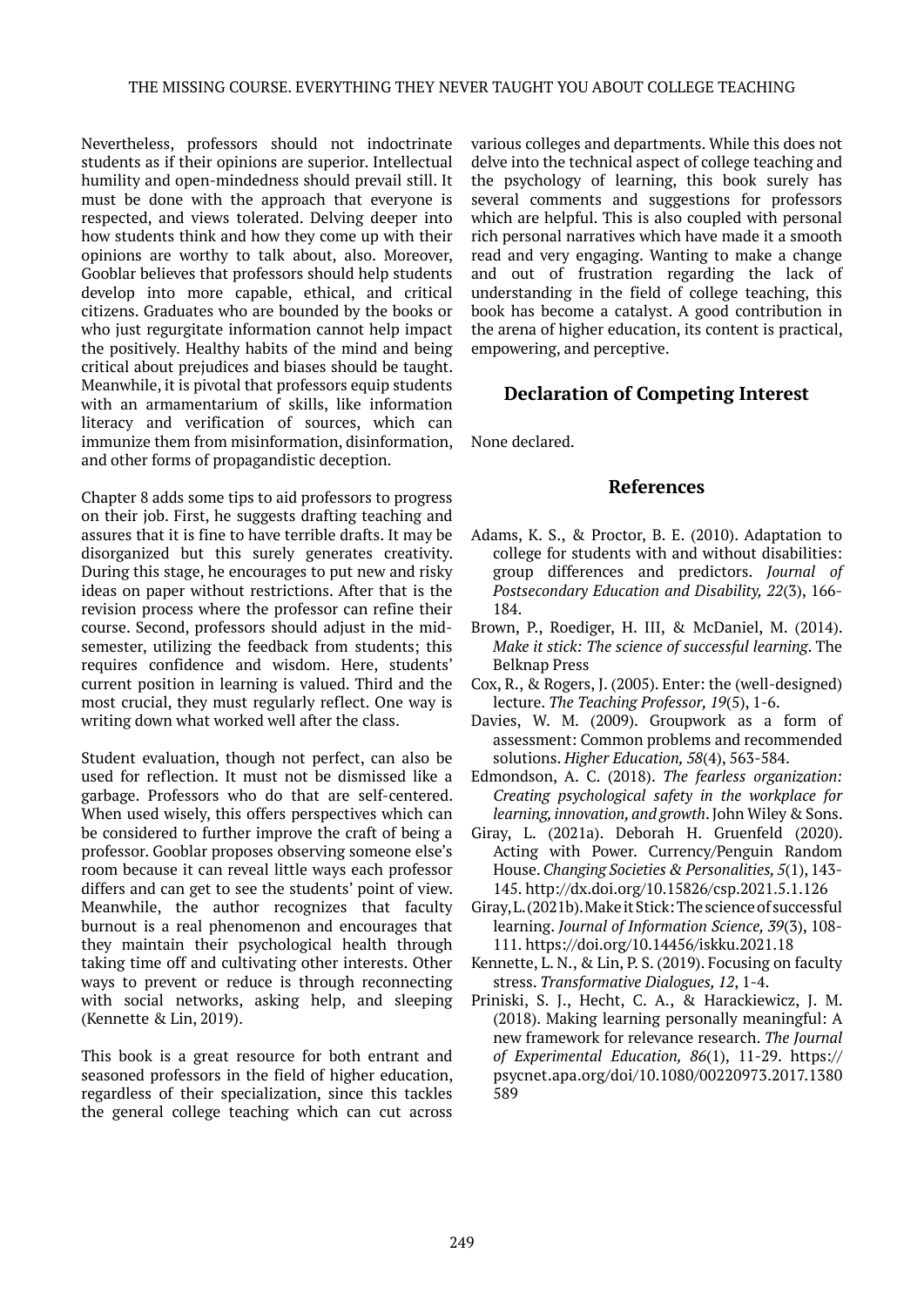Nevertheless, professors should not indoctrinate students as if their opinions are superior. Intellectual humility and open-mindedness should prevail still. It must be done with the approach that everyone is respected, and views tolerated. Delving deeper into how students think and how they come up with their opinions are worthy to talk about, also. Moreover, Gooblar believes that professors should help students develop into more capable, ethical, and critical citizens. Graduates who are bounded by the books or who just regurgitate information cannot help impact the positively. Healthy habits of the mind and being critical about prejudices and biases should be taught. Meanwhile, it is pivotal that professors equip students with an armamentarium of skills, like information literacy and verification of sources, which can immunize them from misinformation, disinformation, and other forms of propagandistic deception.

Chapter 8 adds some tips to aid professors to progress on their job. First, he suggests drafting teaching and assures that it is fine to have terrible drafts. It may be disorganized but this surely generates creativity. During this stage, he encourages to put new and risky ideas on paper without restrictions. After that is the revision process where the professor can refine their course. Second, professors should adjust in the mid-semester, utilizing the feedback from students; this requires confidence and wisdom. Here, students' current position in learning is valued. Third and the most crucial, they must regularly reflect. One way is writing down what worked well after the class.

Student evaluation, though not perfect, can also be used for reflection. It must not be dismissed like a garbage. Professors who do that are self-centered. When used wisely, this offers perspectives which can be considered to further improve the craft of being a professor. Gooblar proposes observing someone else's room because it can reveal little ways each professor differs and can get to see the students' point of view. Meanwhile, the author recognizes that faculty burnout is a real phenomenon and encourages that they maintain their psychological health through taking time off and cultivating other interests. Other ways to prevent or reduce is through reconnecting with social networks, asking help, and sleeping (Kennette & Lin, 2019).

This book is a great resource for both entrant and seasoned professors in the field of higher education, regardless of their specialization, since this tackles the general college teaching which can cut across various colleges and departments. While this does not delve into the technical aspect of college teaching and the psychology of learning, this book surely has several comments and suggestions for professors which are helpful. This is also coupled with personal rich personal narratives which have made it a smooth read and very engaging. Wanting to make a change and out of frustration regarding the lack of understanding in the field of college teaching, this book has become a catalyst. A good contribution in the arena of higher education, its content is practical, empowering, and perceptive.

## Declaration of Competing Interest

None declared.

## References

Adams, K. S., & Proctor, B. E. (2010). Adaptation to college for students with and without disabilities: group differences and predictors. *Journal of Postsecondary Education and Disability, 22*(3), 166-184.

Brown, P., Roediger, H. III, & McDaniel, M. (2014). *Make it stick: The science of successful learning*. The Belknap Press

Cox, R., & Rogers, J. (2005). Enter: the (well-designed) lecture. *The Teaching Professor, 19*(5), 1-6.

Davies, W. M. (2009). Groupwork as a form of assessment: Common problems and recommended solutions. *Higher Education, 58*(4), 563-584.

Edmondson, A. C. (2018). *The fearless organization: Creating psychological safety in the workplace for learning, innovation, and growth*. John Wiley & Sons.

Giray, L. (2021a). Deborah H. Gruenfeld (2020). Acting with Power. Currency/Penguin Random House. *Changing Societies & Personalities, 5*(1), 143-145. http://dx.doi.org/10.15826/csp.2021.5.1.126

Giray, L. (2021b). Make it Stick: The science of successful learning. *Journal of Information Science, 39*(3), 108-111. https://doi.org/10.14456/iskku.2021.18

Kennette, L. N., & Lin, P. S. (2019). Focusing on faculty stress. *Transformative Dialogues, 12*, 1-4.

Priniski, S. J., Hecht, C. A., & Harackiewicz, J. M. (2018). Making learning personally meaningful: A new framework for relevance research. *The Journal of Experimental Education, 86*(1), 11-29. https://psycnet.apa.org/doi/10.1080/00220973.2017.1380589